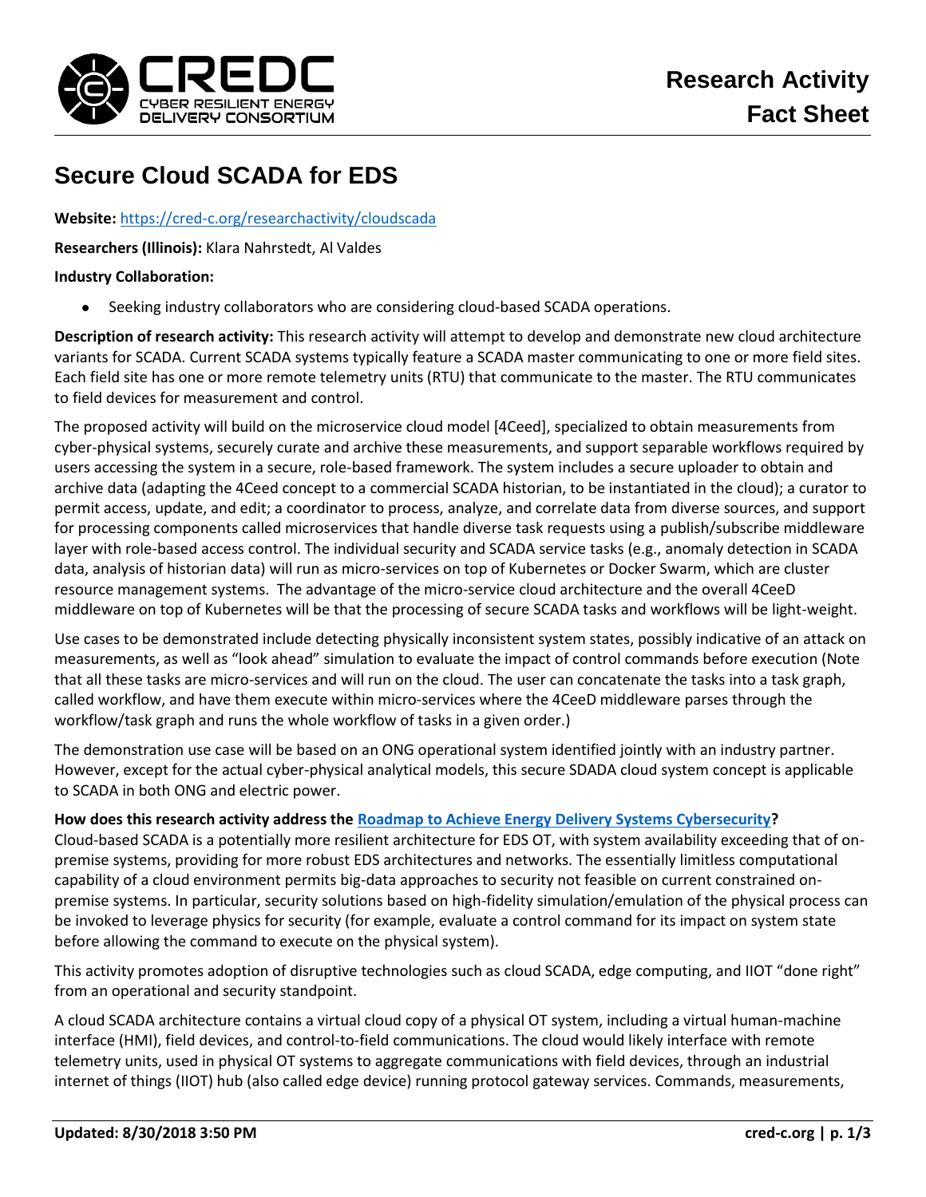# Research Activity Fact Sheet

## Secure Cloud SCADA for EDS

**Website:** [https://cred-c.org/researchactivity/cloudscada](https://cred-c.org/researchactivity/cloudscada)

**Researchers (Illinois):** Klara Nahrstedt, Al Valdes

**Industry Collaboration:**

- Seeking industry collaborators who are considering cloud-based SCADA operations.

**Description of research activity:** This research activity will attempt to develop and demonstrate new cloud architecture variants for SCADA. Current SCADA systems typically feature a SCADA master communicating to one or more field sites. Each field site has one or more remote telemetry units (RTU) that communicate to the master. The RTU communicates to field devices for measurement and control.

The proposed activity will build on the microservice cloud model [4Ceed], specialized to obtain measurements from cyber-physical systems, securely curate and archive these measurements, and support separable workflows required by users accessing the system in a secure, role-based framework. The system includes a secure uploader to obtain and archive data (adapting the 4Ceed concept to a commercial SCADA historian, to be instantiated in the cloud); a curator to permit access, update, and edit; a coordinator to process, analyze, and correlate data from diverse sources, and support for processing components called microservices that handle diverse task requests using a publish/subscribe middleware layer with role-based access control. The individual security and SCADA service tasks (e.g., anomaly detection in SCADA data, analysis of historian data) will run as micro-services on top of Kubernetes or Docker Swarm, which are cluster resource management systems. The advantage of the micro-service cloud architecture and the overall 4CeeD middleware on top of Kubernetes will be that the processing of secure SCADA tasks and workflows will be light-weight.

Use cases to be demonstrated include detecting physically inconsistent system states, possibly indicative of an attack on measurements, as well as "look ahead" simulation to evaluate the impact of control commands before execution (Note that all these tasks are micro-services and will run on the cloud. The user can concatenate the tasks into a task graph, called workflow, and have them execute within micro-services where the 4CeeD middleware parses through the workflow/task graph and runs the whole workflow of tasks in a given order.)

The demonstration use case will be based on an ONG operational system identified jointly with an industry partner. However, except for the actual cyber-physical analytical models, this secure SDADA cloud system concept is applicable to SCADA in both ONG and electric power.

**How does this research activity address the [Roadmap to Achieve Energy Delivery Systems Cybersecurity](#)?**

Cloud-based SCADA is a potentially more resilient architecture for EDS OT, with system availability exceeding that of on-premise systems, providing for more robust EDS architectures and networks. The essentially limitless computational capability of a cloud environment permits big-data approaches to security not feasible on current constrained on-premise systems. In particular, security solutions based on high-fidelity simulation/emulation of the physical process can be invoked to leverage physics for security (for example, evaluate a control command for its impact on system state before allowing the command to execute on the physical system).

This activity promotes adoption of disruptive technologies such as cloud SCADA, edge computing, and IIOT "done right" from an operational and security standpoint.

A cloud SCADA architecture contains a virtual cloud copy of a physical OT system, including a virtual human-machine interface (HMI), field devices, and control-to-field communications. The cloud would likely interface with remote telemetry units, used in physical OT systems to aggregate communications with field devices, through an industrial internet of things (IIOT) hub (also called edge device) running protocol gateway services. Commands, measurements,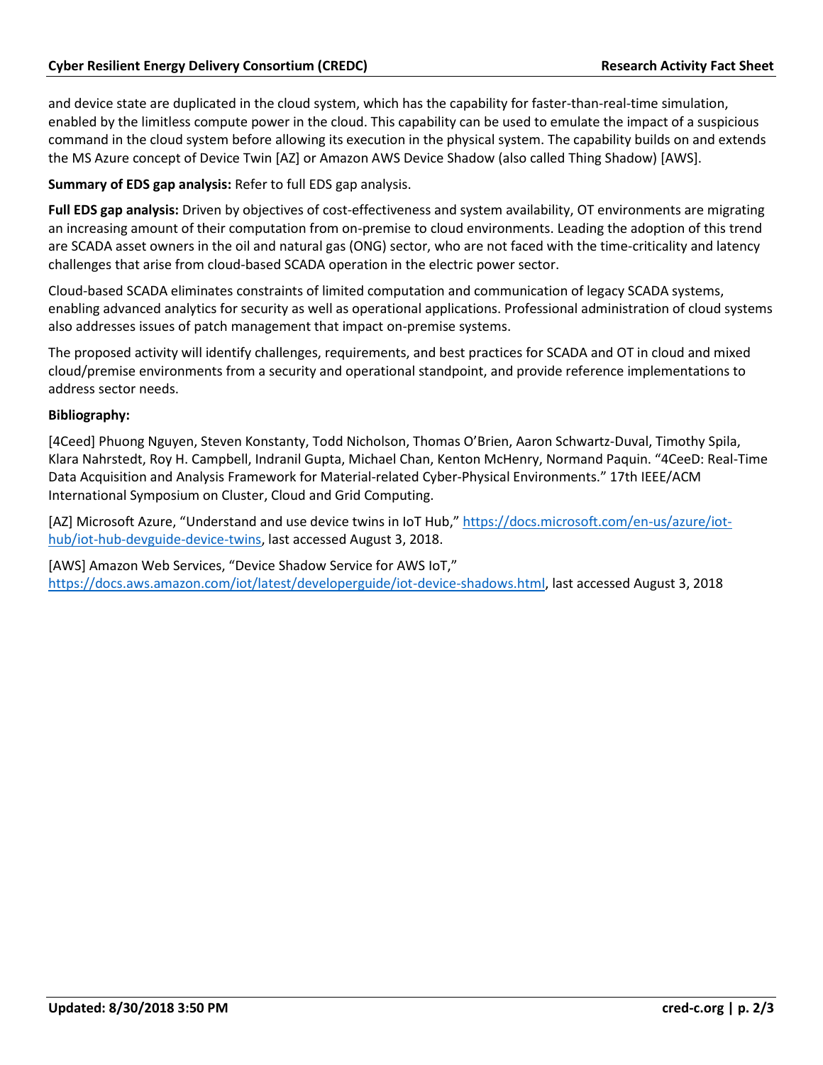and device state are duplicated in the cloud system, which has the capability for faster-than-real-time simulation, enabled by the limitless compute power in the cloud. This capability can be used to emulate the impact of a suspicious command in the cloud system before allowing its execution in the physical system. The capability builds on and extends the MS Azure concept of Device Twin [AZ] or Amazon AWS Device Shadow (also called Thing Shadow) [AWS].

**Summary of EDS gap analysis:** Refer to full EDS gap analysis.

**Full EDS gap analysis:** Driven by objectives of cost-effectiveness and system availability, OT environments are migrating an increasing amount of their computation from on-premise to cloud environments. Leading the adoption of this trend are SCADA asset owners in the oil and natural gas (ONG) sector, who are not faced with the time-criticality and latency challenges that arise from cloud-based SCADA operation in the electric power sector.

Cloud-based SCADA eliminates constraints of limited computation and communication of legacy SCADA systems, enabling advanced analytics for security as well as operational applications. Professional administration of cloud systems also addresses issues of patch management that impact on-premise systems.

The proposed activity will identify challenges, requirements, and best practices for SCADA and OT in cloud and mixed cloud/premise environments from a security and operational standpoint, and provide reference implementations to address sector needs.

**Bibliography:**

[4Ceed] Phuong Nguyen, Steven Konstanty, Todd Nicholson, Thomas O'Brien, Aaron Schwartz-Duval, Timothy Spila, Klara Nahrstedt, Roy H. Campbell, Indranil Gupta, Michael Chan, Kenton McHenry, Normand Paquin. "4CeeD: Real-Time Data Acquisition and Analysis Framework for Material-related Cyber-Physical Environments." 17th IEEE/ACM International Symposium on Cluster, Cloud and Grid Computing.

[AZ] Microsoft Azure, "Understand and use device twins in IoT Hub," https://docs.microsoft.com/en-us/azure/iot-hub/iot-hub-devguide-device-twins, last accessed August 3, 2018.

[AWS] Amazon Web Services, "Device Shadow Service for AWS IoT," https://docs.aws.amazon.com/iot/latest/developerguide/iot-device-shadows.html, last accessed August 3, 2018